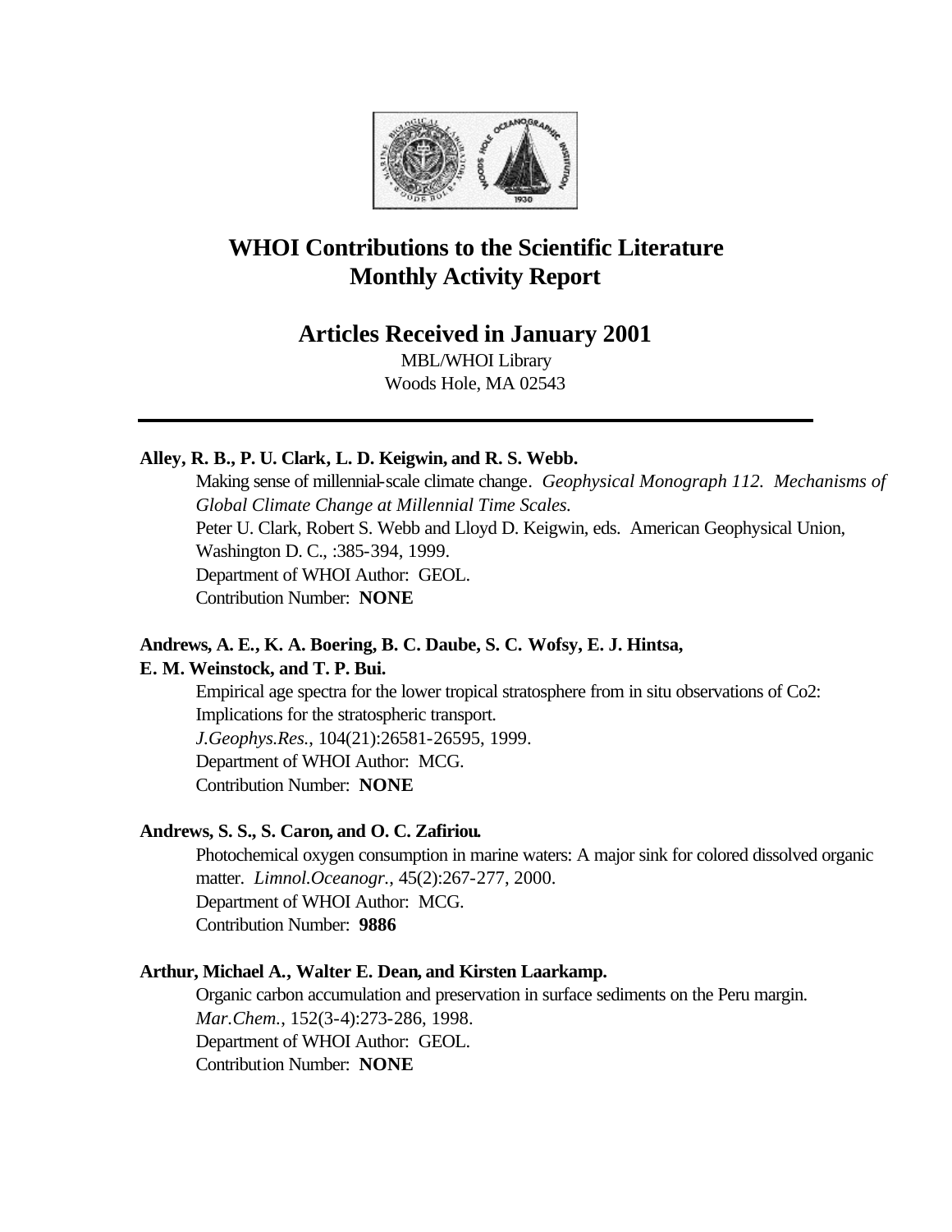# WHOI Contributions to the Scientific Literature
# Monthly Activity Report

## Articles Received in January 2001

MBL/WHOI Library
Woods Hole, MA 02543

---

**Alley, R. B., P. U. Clark, L. D. Keigwin, and R. S. Webb.**

Making sense of millennial-scale climate change. *Geophysical Monograph 112. Mechanisms of Global Climate Change at Millennial Time Scales.*
Peter U. Clark, Robert S. Webb and Lloyd D. Keigwin, eds. American Geophysical Union, Washington D. C., :385-394, 1999.
Department of WHOI Author: GEOL.
Contribution Number: **NONE**

**Andrews, A. E., K. A. Boering, B. C. Daube, S. C. Wofsy, E. J. Hintsa, E. M. Weinstock, and T. P. Bui.**

Empirical age spectra for the lower tropical stratosphere from in situ observations of Co2: Implications for the stratospheric transport.
*J.Geophys.Res.*, 104(21):26581-26595, 1999.
Department of WHOI Author: MCG.
Contribution Number: **NONE**

**Andrews, S. S., S. Caron, and O. C. Zafiriou.**

Photochemical oxygen consumption in marine waters: A major sink for colored dissolved organic matter. *Limnol.Oceanogr.*, 45(2):267-277, 2000.
Department of WHOI Author: MCG.
Contribution Number: **9886**

**Arthur, Michael A., Walter E. Dean, and Kirsten Laarkamp.**

Organic carbon accumulation and preservation in surface sediments on the Peru margin.
*Mar.Chem.*, 152(3-4):273-286, 1998.
Department of WHOI Author: GEOL.
Contribution Number: **NONE**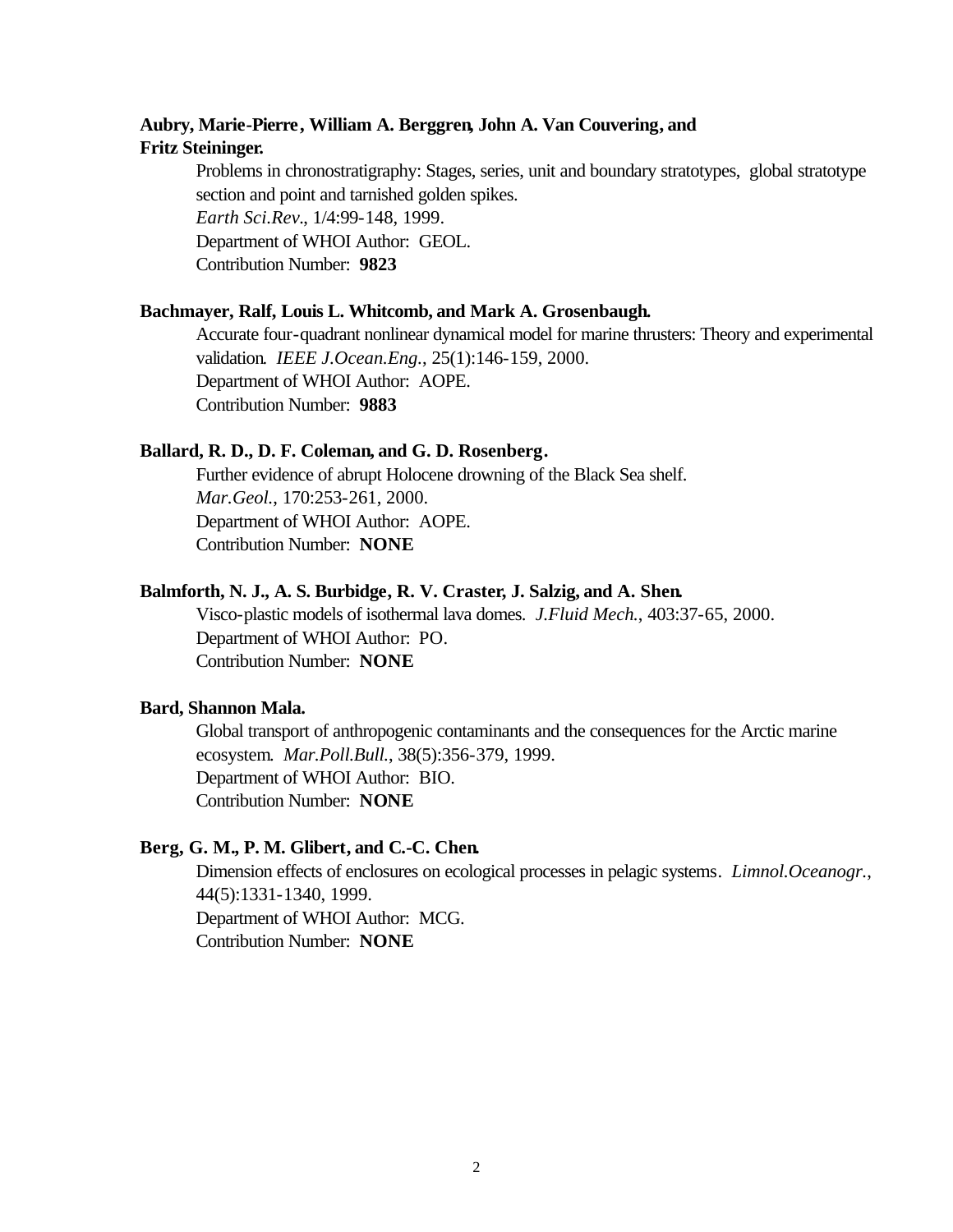**Aubry, Marie-Pierre, William A. Berggren, John A. Van Couvering, and Fritz Steininger.**

Problems in chronostratigraphy: Stages, series, unit and boundary stratotypes, global stratotype section and point and tarnished golden spikes.
*Earth Sci.Rev.*, 1/4:99-148, 1999.
Department of WHOI Author: GEOL.
Contribution Number: **9823**

**Bachmayer, Ralf, Louis L. Whitcomb, and Mark A. Grosenbaugh.**

Accurate four-quadrant nonlinear dynamical model for marine thrusters: Theory and experimental validation. *IEEE J.Ocean.Eng.*, 25(1):146-159, 2000.
Department of WHOI Author: AOPE.
Contribution Number: **9883**

**Ballard, R. D., D. F. Coleman, and G. D. Rosenberg.**

Further evidence of abrupt Holocene drowning of the Black Sea shelf.
*Mar.Geol.*, 170:253-261, 2000.
Department of WHOI Author: AOPE.
Contribution Number: **NONE**

**Balmforth, N. J., A. S. Burbidge, R. V. Craster, J. Salzig, and A. Shen.**

Visco-plastic models of isothermal lava domes. *J.Fluid Mech.*, 403:37-65, 2000.
Department of WHOI Author: PO.
Contribution Number: **NONE**

**Bard, Shannon Mala.**

Global transport of anthropogenic contaminants and the consequences for the Arctic marine ecosystem. *Mar.Poll.Bull.*, 38(5):356-379, 1999.
Department of WHOI Author: BIO.
Contribution Number: **NONE**

**Berg, G. M., P. M. Glibert, and C.-C. Chen.**

Dimension effects of enclosures on ecological processes in pelagic systems. *Limnol.Oceanogr.*, 44(5):1331-1340, 1999.
Department of WHOI Author: MCG.
Contribution Number: **NONE**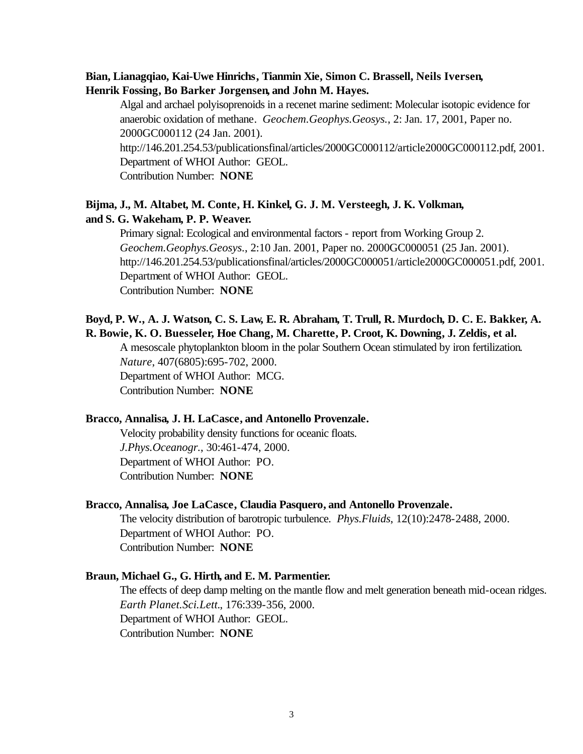**Bian, Lianagqiao, Kai-Uwe Hinrichs, Tianmin Xie, Simon C. Brassell, Neils Iversen, Henrik Fossing, Bo Barker Jorgensen, and John M. Hayes.**

Algal and archael polyisoprenoids in a recenet marine sediment: Molecular isotopic evidence for anaerobic oxidation of methane. *Geochem.Geophys.Geosys.*, 2: Jan. 17, 2001, Paper no. 2000GC000112 (24 Jan. 2001).
http://146.201.254.53/publicationsfinal/articles/2000GC000112/article2000GC000112.pdf, 2001.
Department of WHOI Author: GEOL.
Contribution Number: **NONE**

**Bijma, J., M. Altabet, M. Conte, H. Kinkel, G. J. M. Versteegh, J. K. Volkman, and S. G. Wakeham, P. P. Weaver.**

Primary signal: Ecological and environmental factors - report from Working Group 2. *Geochem.Geophys.Geosys.*, 2:10 Jan. 2001, Paper no. 2000GC000051 (25 Jan. 2001).
http://146.201.254.53/publicationsfinal/articles/2000GC000051/article2000GC000051.pdf, 2001.
Department of WHOI Author: GEOL.
Contribution Number: **NONE**

**Boyd, P. W., A. J. Watson, C. S. Law, E. R. Abraham, T. Trull, R. Murdoch, D. C. E. Bakker, A. R. Bowie, K. O. Buesseler, Hoe Chang, M. Charette, P. Croot, K. Downing, J. Zeldis, et al.**

A mesoscale phytoplankton bloom in the polar Southern Ocean stimulated by iron fertilization. *Nature*, 407(6805):695-702, 2000.
Department of WHOI Author: MCG.
Contribution Number: **NONE**

**Bracco, Annalisa, J. H. LaCasce, and Antonello Provenzale.**

Velocity probability density functions for oceanic floats. *J.Phys.Oceanogr.*, 30:461-474, 2000.
Department of WHOI Author: PO.
Contribution Number: **NONE**

**Bracco, Annalisa, Joe LaCasce, Claudia Pasquero, and Antonello Provenzale.**

The velocity distribution of barotropic turbulence. *Phys.Fluids*, 12(10):2478-2488, 2000.
Department of WHOI Author: PO.
Contribution Number: **NONE**

**Braun, Michael G., G. Hirth, and E. M. Parmentier.**

The effects of deep damp melting on the mantle flow and melt generation beneath mid-ocean ridges. *Earth Planet.Sci.Lett.*, 176:339-356, 2000.
Department of WHOI Author: GEOL.
Contribution Number: **NONE**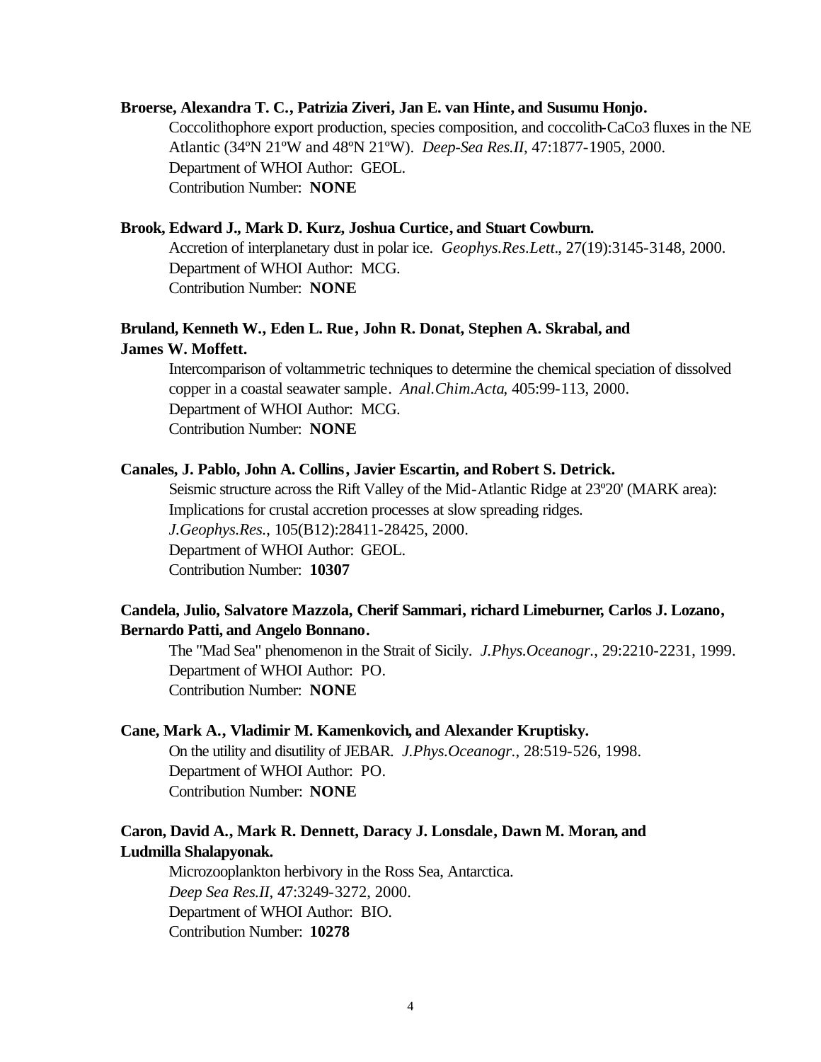**Broerse, Alexandra T. C., Patrizia Ziveri, Jan E. van Hinte, and Susumu Honjo.**

Coccolithophore export production, species composition, and coccolith-CaCo3 fluxes in the NE Atlantic (34ºN 21ºW and 48ºN 21ºW). *Deep-Sea Res.II*, 47:1877-1905, 2000.
Department of WHOI Author: GEOL.
Contribution Number: **NONE**

**Brook, Edward J., Mark D. Kurz, Joshua Curtice, and Stuart Cowburn.**

Accretion of interplanetary dust in polar ice. *Geophys.Res.Lett.*, 27(19):3145-3148, 2000.
Department of WHOI Author: MCG.
Contribution Number: **NONE**

**Bruland, Kenneth W., Eden L. Rue, John R. Donat, Stephen A. Skrabal, and James W. Moffett.**

Intercomparison of voltammetric techniques to determine the chemical speciation of dissolved copper in a coastal seawater sample. *Anal.Chim.Acta*, 405:99-113, 2000.
Department of WHOI Author: MCG.
Contribution Number: **NONE**

**Canales, J. Pablo, John A. Collins, Javier Escartin, and Robert S. Detrick.**

Seismic structure across the Rift Valley of the Mid-Atlantic Ridge at 23º20' (MARK area): Implications for crustal accretion processes at slow spreading ridges.
*J.Geophys.Res.*, 105(B12):28411-28425, 2000.
Department of WHOI Author: GEOL.
Contribution Number: **10307**

**Candela, Julio, Salvatore Mazzola, Cherif Sammari, richard Limeburner, Carlos J. Lozano, Bernardo Patti, and Angelo Bonnano.**

The "Mad Sea" phenomenon in the Strait of Sicily. *J.Phys.Oceanogr.*, 29:2210-2231, 1999.
Department of WHOI Author: PO.
Contribution Number: **NONE**

**Cane, Mark A., Vladimir M. Kamenkovich, and Alexander Kruptisky.**

On the utility and disutility of JEBAR. *J.Phys.Oceanogr.*, 28:519-526, 1998.
Department of WHOI Author: PO.
Contribution Number: **NONE**

**Caron, David A., Mark R. Dennett, Daracy J. Lonsdale, Dawn M. Moran, and Ludmilla Shalapyonak.**

Microzooplankton herbivory in the Ross Sea, Antarctica.
*Deep Sea Res.II*, 47:3249-3272, 2000.
Department of WHOI Author: BIO.
Contribution Number: **10278**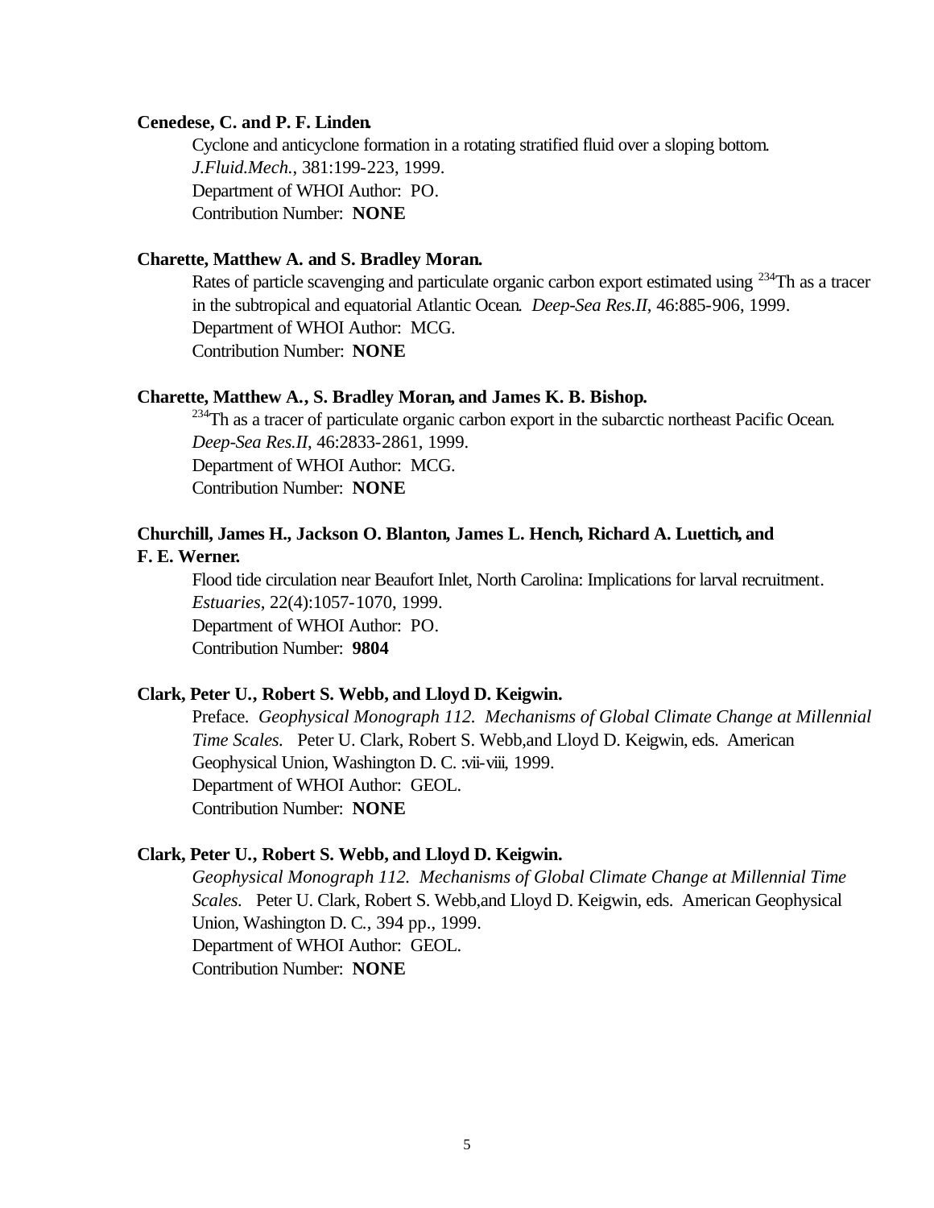**Cenedese, C. and P. F. Linden.**

Cyclone and anticyclone formation in a rotating stratified fluid over a sloping bottom. *J.Fluid.Mech.*, 381:199-223, 1999.
Department of WHOI Author: PO.
Contribution Number: **NONE**

**Charette, Matthew A. and S. Bradley Moran.**

Rates of particle scavenging and particulate organic carbon export estimated using $^{234}$Th as a tracer in the subtropical and equatorial Atlantic Ocean. *Deep-Sea Res.II*, 46:885-906, 1999.
Department of WHOI Author: MCG.
Contribution Number: **NONE**

**Charette, Matthew A., S. Bradley Moran, and James K. B. Bishop.**

$^{234}$Th as a tracer of particulate organic carbon export in the subarctic northeast Pacific Ocean. *Deep-Sea Res.II*, 46:2833-2861, 1999.
Department of WHOI Author: MCG.
Contribution Number: **NONE**

**Churchill, James H., Jackson O. Blanton, James L. Hench, Richard A. Luettich, and F. E. Werner.**

Flood tide circulation near Beaufort Inlet, North Carolina: Implications for larval recruitment. *Estuaries*, 22(4):1057-1070, 1999.
Department of WHOI Author: PO.
Contribution Number: **9804**

**Clark, Peter U., Robert S. Webb, and Lloyd D. Keigwin.**

Preface. *Geophysical Monograph 112. Mechanisms of Global Climate Change at Millennial Time Scales.* Peter U. Clark, Robert S. Webb,and Lloyd D. Keigwin, eds. American Geophysical Union, Washington D. C. :vii-viii, 1999.
Department of WHOI Author: GEOL.
Contribution Number: **NONE**

**Clark, Peter U., Robert S. Webb, and Lloyd D. Keigwin.**

*Geophysical Monograph 112. Mechanisms of Global Climate Change at Millennial Time Scales.* Peter U. Clark, Robert S. Webb,and Lloyd D. Keigwin, eds. American Geophysical Union, Washington D. C., 394 pp., 1999.
Department of WHOI Author: GEOL.
Contribution Number: **NONE**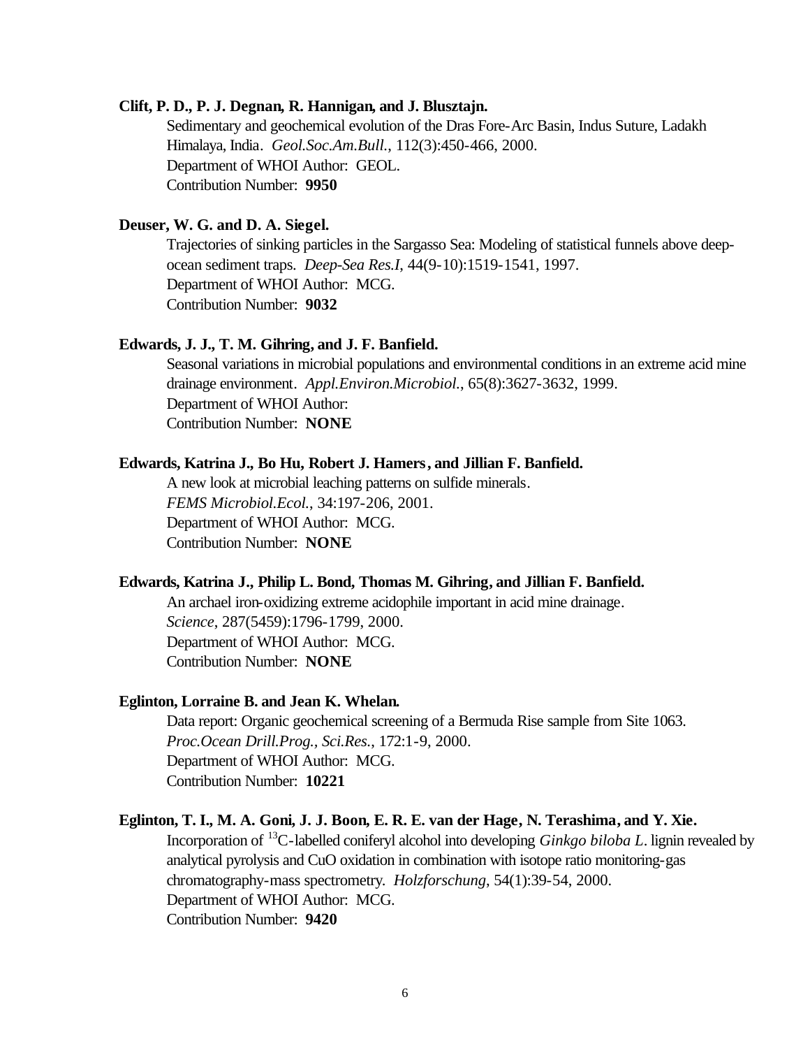**Clift, P. D., P. J. Degnan, R. Hannigan, and J. Blusztajn.**

Sedimentary and geochemical evolution of the Dras Fore-Arc Basin, Indus Suture, Ladakh Himalaya, India. *Geol.Soc.Am.Bull.*, 112(3):450-466, 2000.
Department of WHOI Author: GEOL.
Contribution Number: **9950**

**Deuser, W. G. and D. A. Siegel.**

Trajectories of sinking particles in the Sargasso Sea: Modeling of statistical funnels above deep-ocean sediment traps. *Deep-Sea Res.I*, 44(9-10):1519-1541, 1997.
Department of WHOI Author: MCG.
Contribution Number: **9032**

**Edwards, J. J., T. M. Gihring, and J. F. Banfield.**

Seasonal variations in microbial populations and environmental conditions in an extreme acid mine drainage environment. *Appl.Environ.Microbiol.*, 65(8):3627-3632, 1999.
Department of WHOI Author:
Contribution Number: **NONE**

**Edwards, Katrina J., Bo Hu, Robert J. Hamers, and Jillian F. Banfield.**

A new look at microbial leaching patterns on sulfide minerals.
*FEMS Microbiol.Ecol.*, 34:197-206, 2001.
Department of WHOI Author: MCG.
Contribution Number: **NONE**

**Edwards, Katrina J., Philip L. Bond, Thomas M. Gihring, and Jillian F. Banfield.**

An archael iron-oxidizing extreme acidophile important in acid mine drainage.
*Science*, 287(5459):1796-1799, 2000.
Department of WHOI Author: MCG.
Contribution Number: **NONE**

**Eglinton, Lorraine B. and Jean K. Whelan.**

Data report: Organic geochemical screening of a Bermuda Rise sample from Site 1063.
*Proc.Ocean Drill.Prog., Sci.Res.*, 172:1-9, 2000.
Department of WHOI Author: MCG.
Contribution Number: **10221**

**Eglinton, T. I., M. A. Goni, J. J. Boon, E. R. E. van der Hage, N. Terashima, and Y. Xie.**

Incorporation of $^{13}C$-labelled coniferyl alcohol into developing *Ginkgo biloba L.* lignin revealed by analytical pyrolysis and CuO oxidation in combination with isotope ratio monitoring-gas chromatography-mass spectrometry. *Holzforschung*, 54(1):39-54, 2000.
Department of WHOI Author: MCG.
Contribution Number: **9420**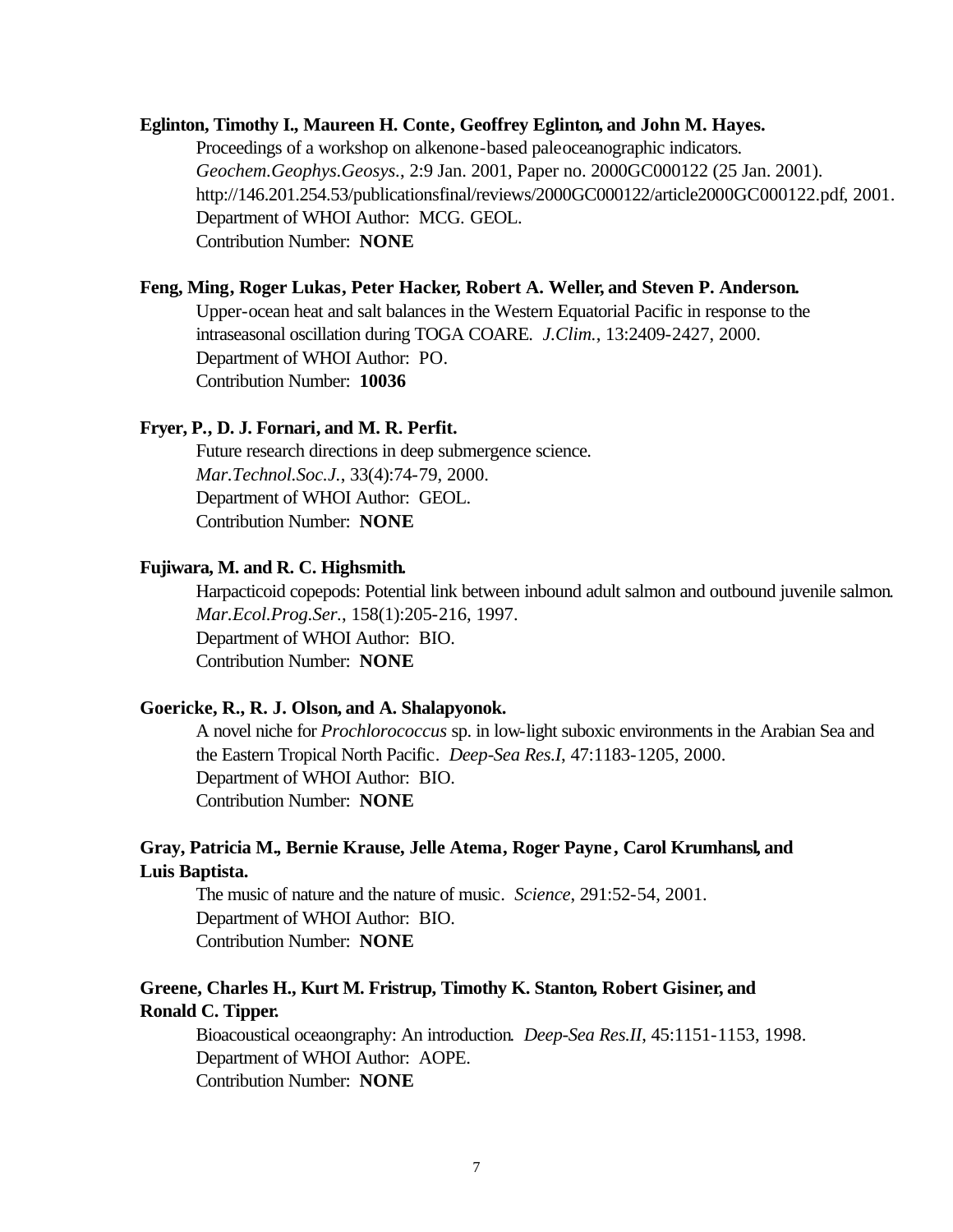**Eglinton, Timothy I., Maureen H. Conte, Geoffrey Eglinton, and John M. Hayes.**

Proceedings of a workshop on alkenone-based paleoceanographic indicators. *Geochem.Geophys.Geosys.*, 2:9 Jan. 2001, Paper no. 2000GC000122 (25 Jan. 2001). http://146.201.254.53/publicationsfinal/reviews/2000GC000122/article2000GC000122.pdf, 2001.
Department of WHOI Author: MCG. GEOL.
Contribution Number: **NONE**

**Feng, Ming, Roger Lukas, Peter Hacker, Robert A. Weller, and Steven P. Anderson.**

Upper-ocean heat and salt balances in the Western Equatorial Pacific in response to the intraseasonal oscillation during TOGA COARE. *J.Clim.*, 13:2409-2427, 2000.
Department of WHOI Author: PO.
Contribution Number: **10036**

**Fryer, P., D. J. Fornari, and M. R. Perfit.**

Future research directions in deep submergence science. *Mar.Technol.Soc.J.*, 33(4):74-79, 2000.
Department of WHOI Author: GEOL.
Contribution Number: **NONE**

**Fujiwara, M. and R. C. Highsmith.**

Harpacticoid copepods: Potential link between inbound adult salmon and outbound juvenile salmon. *Mar.Ecol.Prog.Ser.*, 158(1):205-216, 1997.
Department of WHOI Author: BIO.
Contribution Number: **NONE**

**Goericke, R., R. J. Olson, and A. Shalapyonok.**

A novel niche for *Prochlorococcus* sp. in low-light suboxic environments in the Arabian Sea and the Eastern Tropical North Pacific. *Deep-Sea Res.I*, 47:1183-1205, 2000.
Department of WHOI Author: BIO.
Contribution Number: **NONE**

**Gray, Patricia M., Bernie Krause, Jelle Atema, Roger Payne, Carol Krumhansl, and Luis Baptista.**

The music of nature and the nature of music. *Science*, 291:52-54, 2001.
Department of WHOI Author: BIO.
Contribution Number: **NONE**

**Greene, Charles H., Kurt M. Fristrup, Timothy K. Stanton, Robert Gisiner, and Ronald C. Tipper.**

Bioacoustical oceaongraphy: An introduction. *Deep-Sea Res.II*, 45:1151-1153, 1998.
Department of WHOI Author: AOPE.
Contribution Number: **NONE**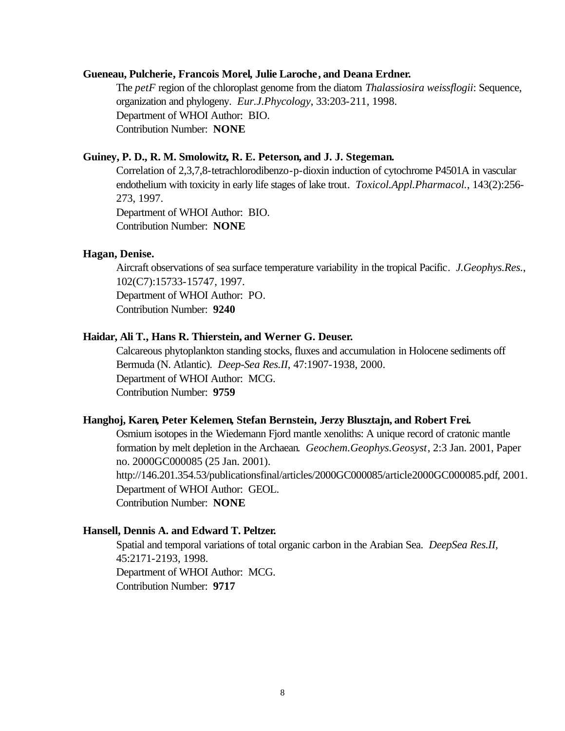**Gueneau, Pulcherie, Francois Morel, Julie Laroche, and Deana Erdner.**

The *petF* region of the chloroplast genome from the diatom *Thalassiosira weissflogii*: Sequence, organization and phylogeny. *Eur.J.Phycology*, 33:203-211, 1998.
Department of WHOI Author: BIO.
Contribution Number: **NONE**

**Guiney, P. D., R. M. Smolowitz, R. E. Peterson, and J. J. Stegeman.**

Correlation of 2,3,7,8-tetrachlorodibenzo-p-dioxin induction of cytochrome P4501A in vascular endothelium with toxicity in early life stages of lake trout. *Toxicol.Appl.Pharmacol.*, 143(2):256-273, 1997.
Department of WHOI Author: BIO.
Contribution Number: **NONE**

**Hagan, Denise.**

Aircraft observations of sea surface temperature variability in the tropical Pacific. *J.Geophys.Res.*, 102(C7):15733-15747, 1997.
Department of WHOI Author: PO.
Contribution Number: **9240**

**Haidar, Ali T., Hans R. Thierstein, and Werner G. Deuser.**

Calcareous phytoplankton standing stocks, fluxes and accumulation in Holocene sediments off Bermuda (N. Atlantic). *Deep-Sea Res.II*, 47:1907-1938, 2000.
Department of WHOI Author: MCG.
Contribution Number: **9759**

**Hanghoj, Karen, Peter Kelemen, Stefan Bernstein, Jerzy Blusztajn, and Robert Frei.**

Osmium isotopes in the Wiedemann Fjord mantle xenoliths: A unique record of cratonic mantle formation by melt depletion in the Archaean. *Geochem.Geophys.Geosyst*, 2:3 Jan. 2001, Paper no. 2000GC000085 (25 Jan. 2001).
http://146.201.354.53/publicationsfinal/articles/2000GC000085/article2000GC000085.pdf, 2001.
Department of WHOI Author: GEOL.
Contribution Number: **NONE**

**Hansell, Dennis A. and Edward T. Peltzer.**

Spatial and temporal variations of total organic carbon in the Arabian Sea. *DeepSea Res.II*, 45:2171-2193, 1998.
Department of WHOI Author: MCG.
Contribution Number: **9717**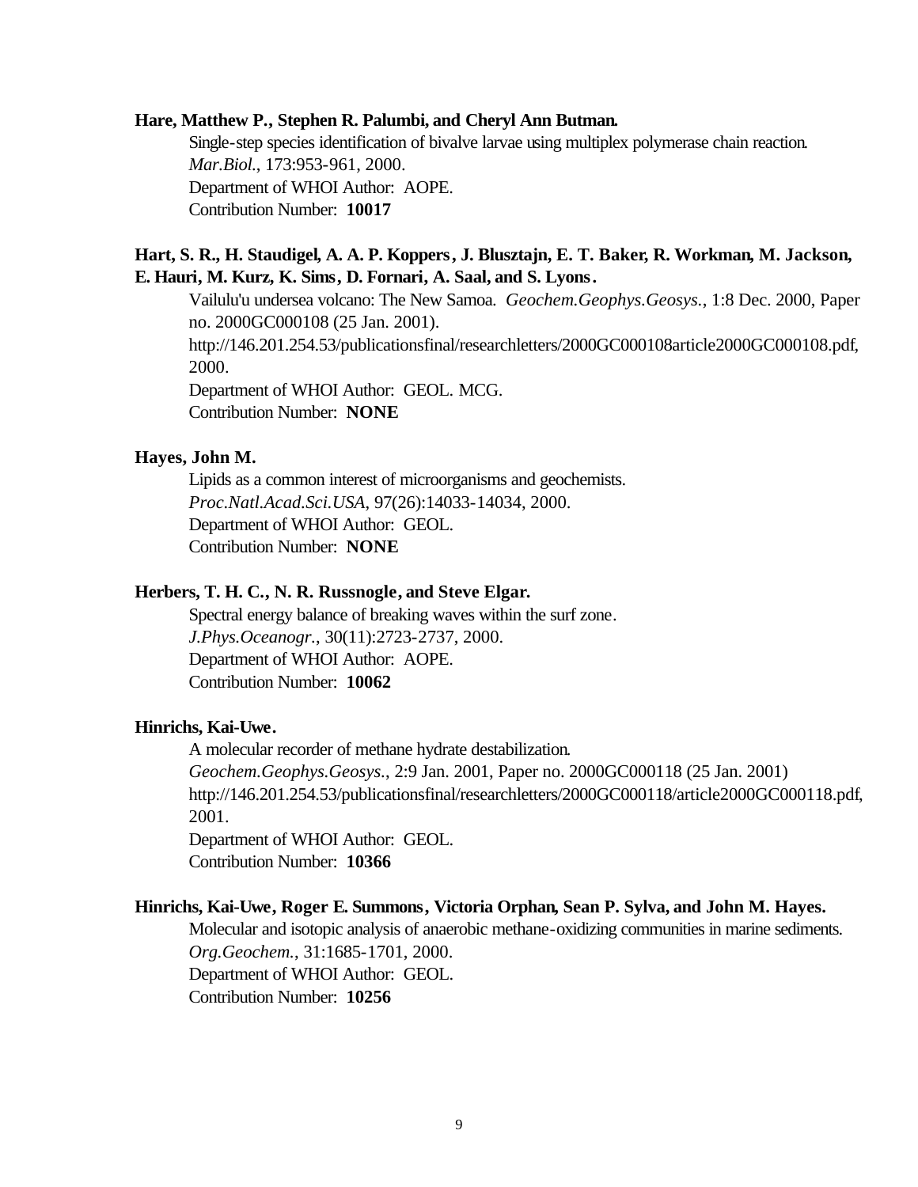**Hare, Matthew P., Stephen R. Palumbi, and Cheryl Ann Butman.**

Single-step species identification of bivalve larvae using multiplex polymerase chain reaction.
*Mar.Biol.*, 173:953-961, 2000.
Department of WHOI Author: AOPE.
Contribution Number: **10017**

**Hart, S. R., H. Staudigel, A. A. P. Koppers, J. Blusztajn, E. T. Baker, R. Workman, M. Jackson, E. Hauri, M. Kurz, K. Sims, D. Fornari, A. Saal, and S. Lyons.**

Vailulu'u undersea volcano: The New Samoa. *Geochem.Geophys.Geosys.*, 1:8 Dec. 2000, Paper no. 2000GC000108 (25 Jan. 2001).
http://146.201.254.53/publicationsfinal/researchletters/2000GC000108article2000GC000108.pdf, 2000.
Department of WHOI Author: GEOL. MCG.
Contribution Number: **NONE**

**Hayes, John M.**

Lipids as a common interest of microorganisms and geochemists.
*Proc.Natl.Acad.Sci.USA*, 97(26):14033-14034, 2000.
Department of WHOI Author: GEOL.
Contribution Number: **NONE**

**Herbers, T. H. C., N. R. Russnogle, and Steve Elgar.**

Spectral energy balance of breaking waves within the surf zone.
*J.Phys.Oceanogr.*, 30(11):2723-2737, 2000.
Department of WHOI Author: AOPE.
Contribution Number: **10062**

**Hinrichs, Kai-Uwe.**

A molecular recorder of methane hydrate destabilization.
*Geochem.Geophys.Geosys.*, 2:9 Jan. 2001, Paper no. 2000GC000118 (25 Jan. 2001)
http://146.201.254.53/publicationsfinal/researchletters/2000GC000118/article2000GC000118.pdf, 2001.
Department of WHOI Author: GEOL.
Contribution Number: **10366**

**Hinrichs, Kai-Uwe, Roger E. Summons, Victoria Orphan, Sean P. Sylva, and John M. Hayes.**

Molecular and isotopic analysis of anaerobic methane-oxidizing communities in marine sediments.
*Org.Geochem.*, 31:1685-1701, 2000.
Department of WHOI Author: GEOL.
Contribution Number: **10256**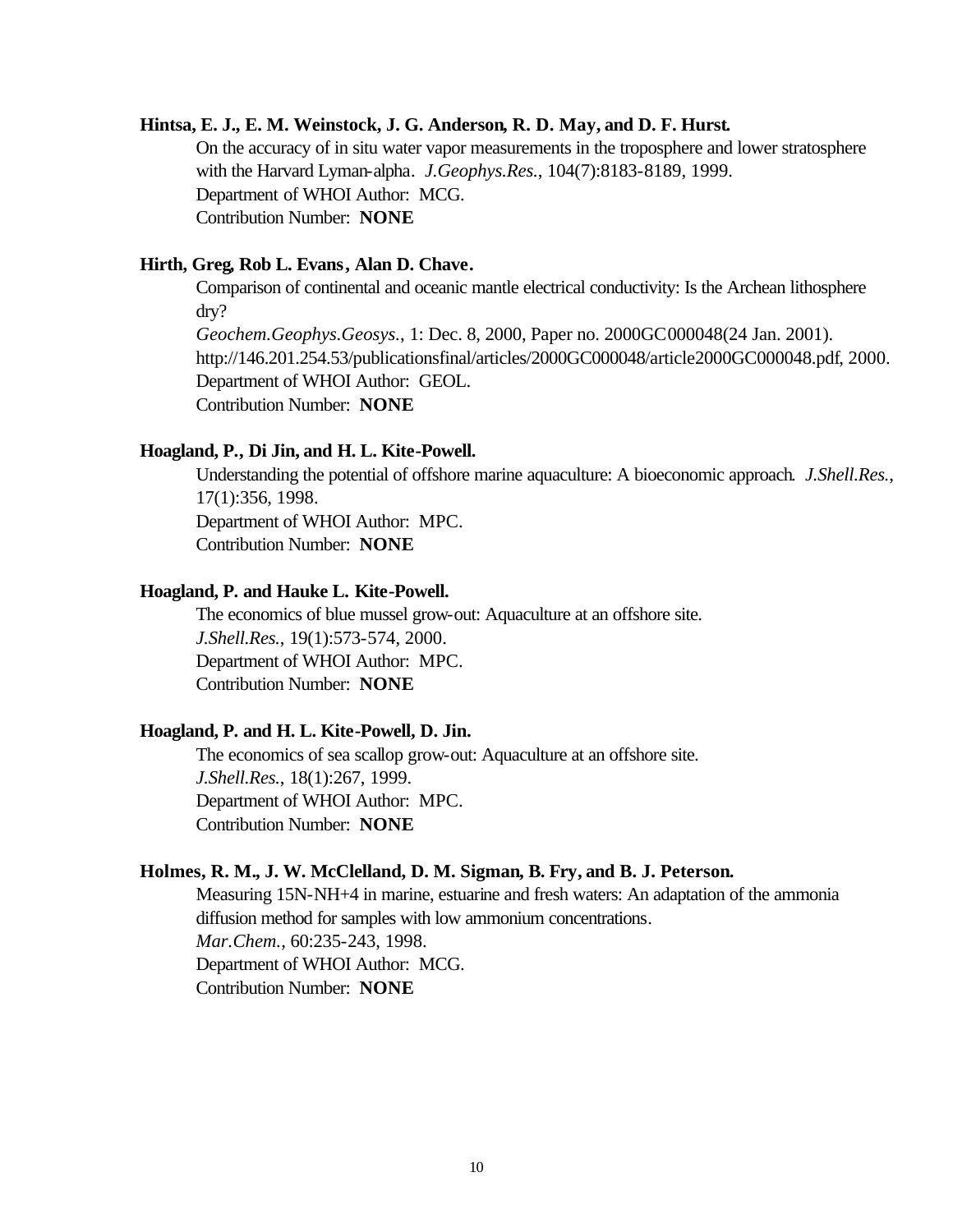**Hintsa, E. J., E. M. Weinstock, J. G. Anderson, R. D. May, and D. F. Hurst.**

On the accuracy of in situ water vapor measurements in the troposphere and lower stratosphere with the Harvard Lyman-alpha. *J.Geophys.Res.*, 104(7):8183-8189, 1999.
Department of WHOI Author: MCG.
Contribution Number: **NONE**

**Hirth, Greg, Rob L. Evans, Alan D. Chave.**

Comparison of continental and oceanic mantle electrical conductivity: Is the Archean lithosphere dry?
*Geochem.Geophys.Geosys.*, 1: Dec. 8, 2000, Paper no. 2000GC000048(24 Jan. 2001). http://146.201.254.53/publicationsfinal/articles/2000GC000048/article2000GC000048.pdf, 2000.
Department of WHOI Author: GEOL.
Contribution Number: **NONE**

**Hoagland, P., Di Jin, and H. L. Kite-Powell.**

Understanding the potential of offshore marine aquaculture: A bioeconomic approach. *J.Shell.Res.*, 17(1):356, 1998.
Department of WHOI Author: MPC.
Contribution Number: **NONE**

**Hoagland, P. and Hauke L. Kite-Powell.**

The economics of blue mussel grow-out: Aquaculture at an offshore site.
*J.Shell.Res.*, 19(1):573-574, 2000.
Department of WHOI Author: MPC.
Contribution Number: **NONE**

**Hoagland, P. and H. L. Kite-Powell, D. Jin.**

The economics of sea scallop grow-out: Aquaculture at an offshore site.
*J.Shell.Res.*, 18(1):267, 1999.
Department of WHOI Author: MPC.
Contribution Number: **NONE**

**Holmes, R. M., J. W. McClelland, D. M. Sigman, B. Fry, and B. J. Peterson.**

Measuring 15N-NH+4 in marine, estuarine and fresh waters: An adaptation of the ammonia diffusion method for samples with low ammonium concentrations.
*Mar.Chem.*, 60:235-243, 1998.
Department of WHOI Author: MCG.
Contribution Number: **NONE**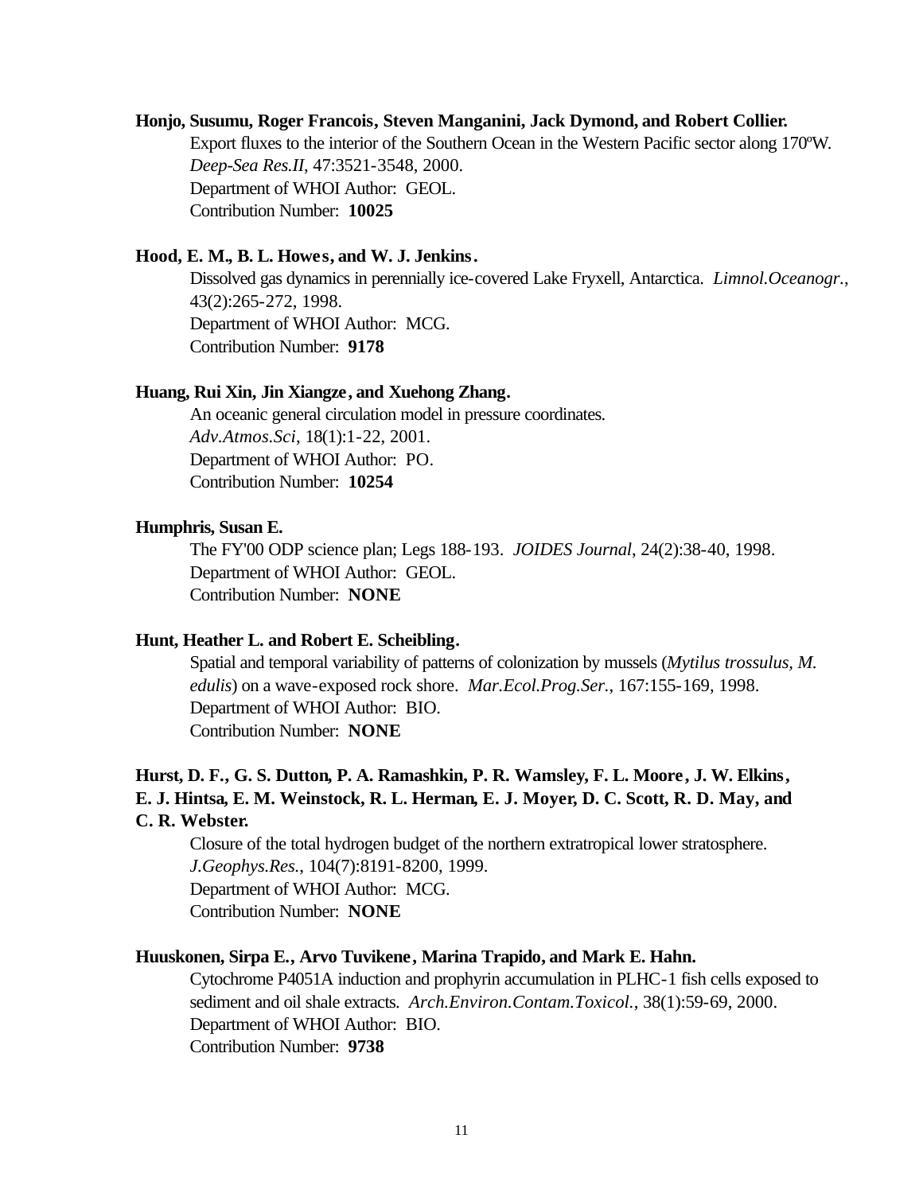**Honjo, Susumu, Roger Francois, Steven Manganini, Jack Dymond, and Robert Collier.**

Export fluxes to the interior of the Southern Ocean in the Western Pacific sector along 170ºW. *Deep-Sea Res.II*, 47:3521-3548, 2000.
Department of WHOI Author: GEOL.
Contribution Number: **10025**

**Hood, E. M., B. L. Howes, and W. J. Jenkins.**

Dissolved gas dynamics in perennially ice-covered Lake Fryxell, Antarctica. *Limnol.Oceanogr.*, 43(2):265-272, 1998.
Department of WHOI Author: MCG.
Contribution Number: **9178**

**Huang, Rui Xin, Jin Xiangze, and Xuehong Zhang.**

An oceanic general circulation model in pressure coordinates. *Adv.Atmos.Sci*, 18(1):1-22, 2001.
Department of WHOI Author: PO.
Contribution Number: **10254**

**Humphris, Susan E.**

The FY'00 ODP science plan; Legs 188-193. *JOIDES Journal*, 24(2):38-40, 1998.
Department of WHOI Author: GEOL.
Contribution Number: **NONE**

**Hunt, Heather L. and Robert E. Scheibling.**

Spatial and temporal variability of patterns of colonization by mussels (*Mytilus trossulus, M. edulis*) on a wave-exposed rock shore. *Mar.Ecol.Prog.Ser.*, 167:155-169, 1998.
Department of WHOI Author: BIO.
Contribution Number: **NONE**

**Hurst, D. F., G. S. Dutton, P. A. Ramashkin, P. R. Wamsley, F. L. Moore, J. W. Elkins, E. J. Hintsa, E. M. Weinstock, R. L. Herman, E. J. Moyer, D. C. Scott, R. D. May, and C. R. Webster.**

Closure of the total hydrogen budget of the northern extratropical lower stratosphere. *J.Geophys.Res.*, 104(7):8191-8200, 1999.
Department of WHOI Author: MCG.
Contribution Number: **NONE**

**Huuskonen, Sirpa E., Arvo Tuvikene, Marina Trapido, and Mark E. Hahn.**

Cytochrome P4051A induction and prophyrin accumulation in PLHC-1 fish cells exposed to sediment and oil shale extracts. *Arch.Environ.Contam.Toxicol.*, 38(1):59-69, 2000.
Department of WHOI Author: BIO.
Contribution Number: **9738**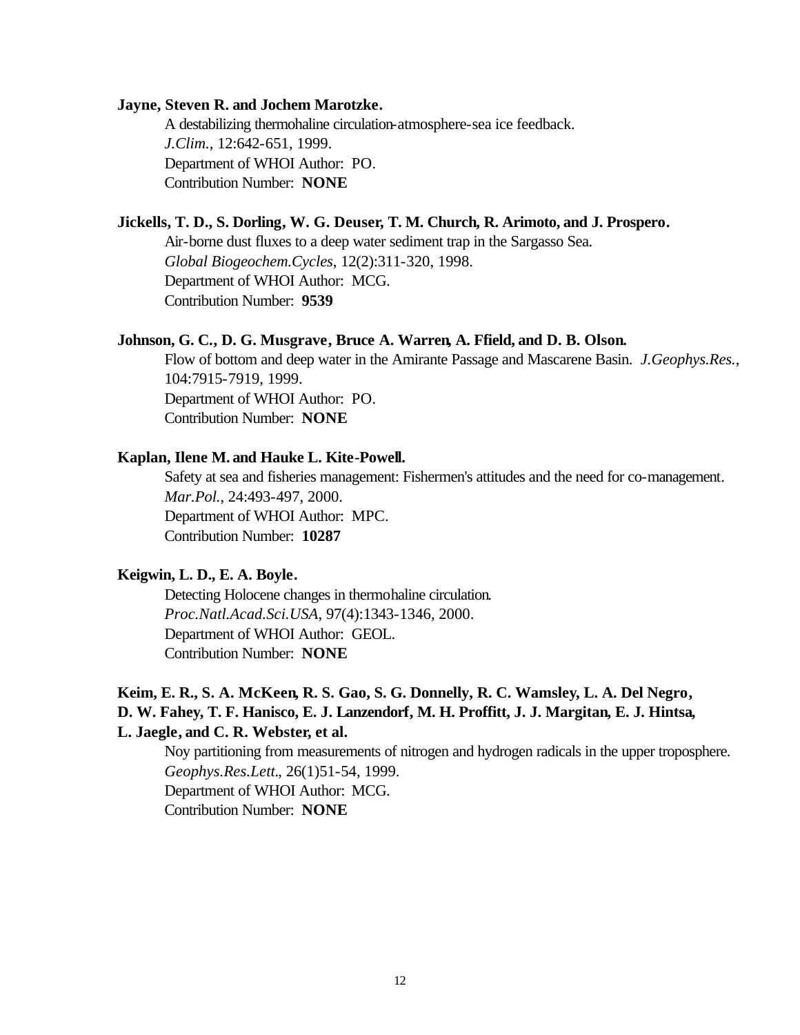**Jayne, Steven R. and Jochem Marotzke.**

A destabilizing thermohaline circulation-atmosphere-sea ice feedback.
*J.Clim.*, 12:642-651, 1999.
Department of WHOI Author: PO.
Contribution Number: **NONE**

**Jickells, T. D., S. Dorling, W. G. Deuser, T. M. Church, R. Arimoto, and J. Prospero.**

Air-borne dust fluxes to a deep water sediment trap in the Sargasso Sea.
*Global Biogeochem.Cycles*, 12(2):311-320, 1998.
Department of WHOI Author: MCG.
Contribution Number: **9539**

**Johnson, G. C., D. G. Musgrave, Bruce A. Warren, A. Ffield, and D. B. Olson.**

Flow of bottom and deep water in the Amirante Passage and Mascarene Basin. *J.Geophys.Res.*, 104:7915-7919, 1999.
Department of WHOI Author: PO.
Contribution Number: **NONE**

**Kaplan, Ilene M. and Hauke L. Kite-Powell.**

Safety at sea and fisheries management: Fishermen's attitudes and the need for co-management.
*Mar.Pol.*, 24:493-497, 2000.
Department of WHOI Author: MPC.
Contribution Number: **10287**

**Keigwin, L. D., E. A. Boyle.**

Detecting Holocene changes in thermohaline circulation.
*Proc.Natl.Acad.Sci.USA*, 97(4):1343-1346, 2000.
Department of WHOI Author: GEOL.
Contribution Number: **NONE**

**Keim, E. R., S. A. McKeen, R. S. Gao, S. G. Donnelly, R. C. Wamsley, L. A. Del Negro, D. W. Fahey, T. F. Hanisco, E. J. Lanzendorf, M. H. Proffitt, J. J. Margitan, E. J. Hintsa, L. Jaegle, and C. R. Webster, et al.**

Noy partitioning from measurements of nitrogen and hydrogen radicals in the upper troposphere.
*Geophys.Res.Lett.*, 26(1)51-54, 1999.
Department of WHOI Author: MCG.
Contribution Number: **NONE**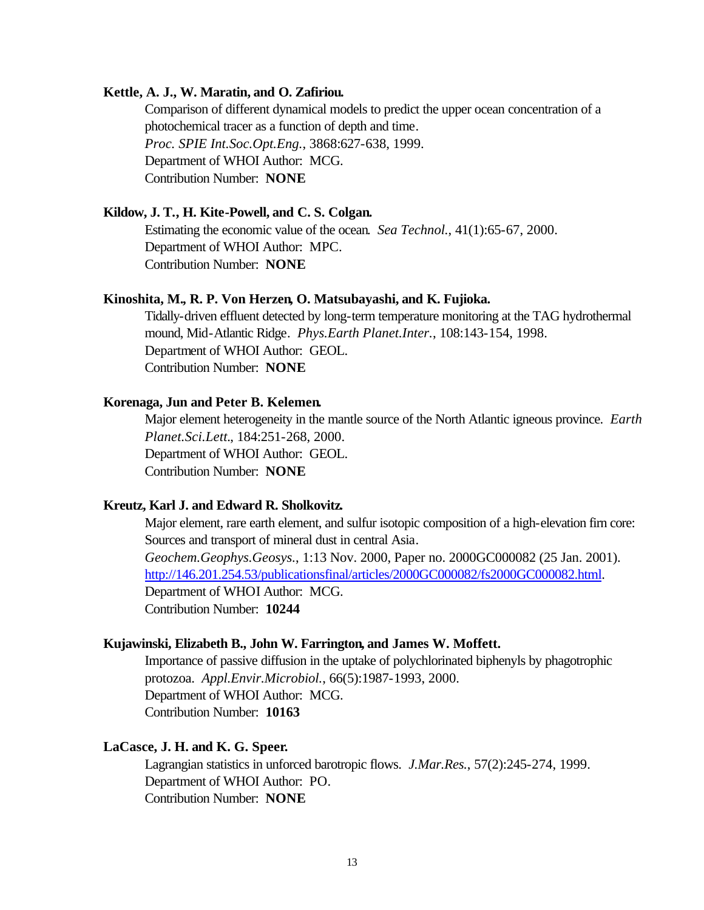**Kettle, A. J., W. Maratin, and O. Zafiriou.**

Comparison of different dynamical models to predict the upper ocean concentration of a photochemical tracer as a function of depth and time.
*Proc. SPIE Int.Soc.Opt.Eng.*, 3868:627-638, 1999.
Department of WHOI Author: MCG.
Contribution Number: **NONE**

**Kildow, J. T., H. Kite-Powell, and C. S. Colgan.**

Estimating the economic value of the ocean. *Sea Technol.*, 41(1):65-67, 2000.
Department of WHOI Author: MPC.
Contribution Number: **NONE**

**Kinoshita, M., R. P. Von Herzen, O. Matsubayashi, and K. Fujioka.**

Tidally-driven effluent detected by long-term temperature monitoring at the TAG hydrothermal mound, Mid-Atlantic Ridge. *Phys.Earth Planet.Inter.*, 108:143-154, 1998.
Department of WHOI Author: GEOL.
Contribution Number: **NONE**

**Korenaga, Jun and Peter B. Kelemen.**

Major element heterogeneity in the mantle source of the North Atlantic igneous province. *Earth Planet.Sci.Lett.*, 184:251-268, 2000.
Department of WHOI Author: GEOL.
Contribution Number: **NONE**

**Kreutz, Karl J. and Edward R. Sholkovitz.**

Major element, rare earth element, and sulfur isotopic composition of a high-elevation firn core: Sources and transport of mineral dust in central Asia.
*Geochem.Geophys.Geosys.*, 1:13 Nov. 2000, Paper no. 2000GC000082 (25 Jan. 2001).
http://146.201.254.53/publicationsfinal/articles/2000GC000082/fs2000GC000082.html.
Department of WHOI Author: MCG.
Contribution Number: **10244**

**Kujawinski, Elizabeth B., John W. Farrington, and James W. Moffett.**

Importance of passive diffusion in the uptake of polychlorinated biphenyls by phagotrophic protozoa. *Appl.Envir.Microbiol.*, 66(5):1987-1993, 2000.
Department of WHOI Author: MCG.
Contribution Number: **10163**

**LaCasce, J. H. and K. G. Speer.**

Lagrangian statistics in unforced barotropic flows. *J.Mar.Res.*, 57(2):245-274, 1999.
Department of WHOI Author: PO.
Contribution Number: **NONE**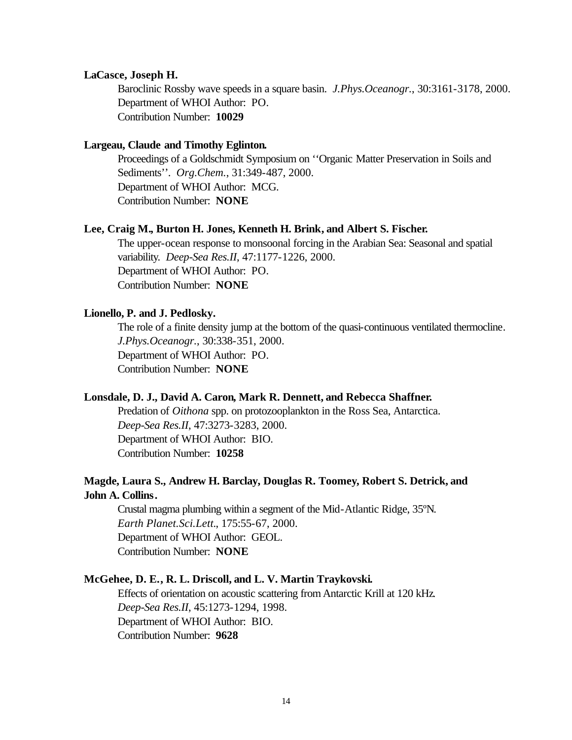**LaCasce, Joseph H.**

Baroclinic Rossby wave speeds in a square basin. *J.Phys.Oceanogr.*, 30:3161-3178, 2000.
Department of WHOI Author: PO.
Contribution Number: **10029**

**Largeau, Claude and Timothy Eglinton.**

Proceedings of a Goldschmidt Symposium on ''Organic Matter Preservation in Soils and Sediments''. *Org.Chem.*, 31:349-487, 2000.
Department of WHOI Author: MCG.
Contribution Number: **NONE**

**Lee, Craig M., Burton H. Jones, Kenneth H. Brink, and Albert S. Fischer.**

The upper-ocean response to monsoonal forcing in the Arabian Sea: Seasonal and spatial variability. *Deep-Sea Res.II*, 47:1177-1226, 2000.
Department of WHOI Author: PO.
Contribution Number: **NONE**

**Lionello, P. and J. Pedlosky.**

The role of a finite density jump at the bottom of the quasi-continuous ventilated thermocline. *J.Phys.Oceanogr.*, 30:338-351, 2000.
Department of WHOI Author: PO.
Contribution Number: **NONE**

**Lonsdale, D. J., David A. Caron, Mark R. Dennett, and Rebecca Shaffner.**

Predation of *Oithona* spp. on protozooplankton in the Ross Sea, Antarctica. *Deep-Sea Res.II*, 47:3273-3283, 2000.
Department of WHOI Author: BIO.
Contribution Number: **10258**

**Magde, Laura S., Andrew H. Barclay, Douglas R. Toomey, Robert S. Detrick, and John A. Collins.**

Crustal magma plumbing within a segment of the Mid-Atlantic Ridge, 35ºN. *Earth Planet.Sci.Lett.*, 175:55-67, 2000.
Department of WHOI Author: GEOL.
Contribution Number: **NONE**

**McGehee, D. E., R. L. Driscoll, and L. V. Martin Traykovski.**

Effects of orientation on acoustic scattering from Antarctic Krill at 120 kHz. *Deep-Sea Res.II*, 45:1273-1294, 1998.
Department of WHOI Author: BIO.
Contribution Number: **9628**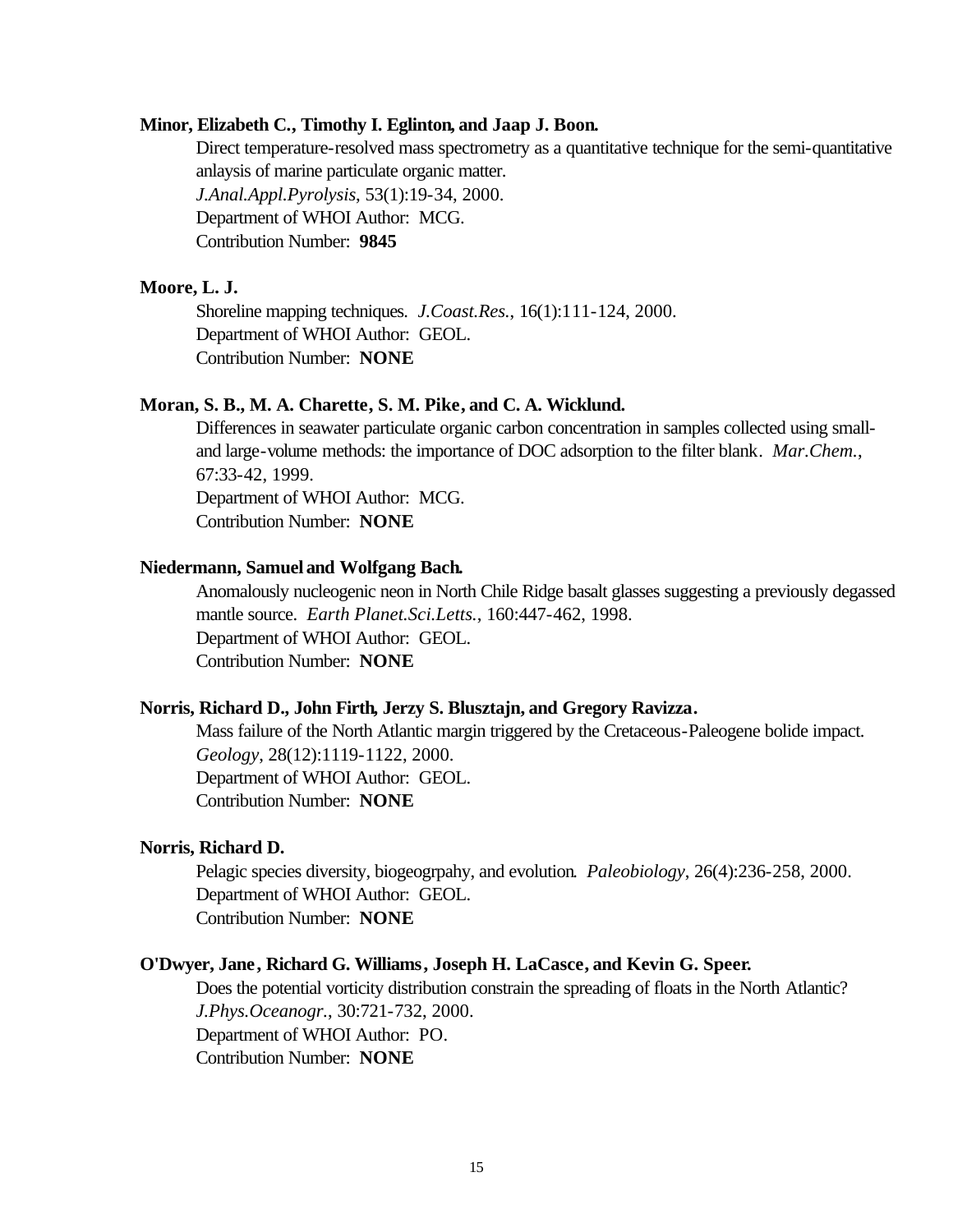**Minor, Elizabeth C., Timothy I. Eglinton, and Jaap J. Boon.**

Direct temperature-resolved mass spectrometry as a quantitative technique for the semi-quantitative anlaysis of marine particulate organic matter.
*J.Anal.Appl.Pyrolysis*, 53(1):19-34, 2000.
Department of WHOI Author: MCG.
Contribution Number: **9845**

**Moore, L. J.**

Shoreline mapping techniques. *J.Coast.Res.*, 16(1):111-124, 2000.
Department of WHOI Author: GEOL.
Contribution Number: **NONE**

**Moran, S. B., M. A. Charette, S. M. Pike, and C. A. Wicklund.**

Differences in seawater particulate organic carbon concentration in samples collected using small- and large-volume methods: the importance of DOC adsorption to the filter blank. *Mar.Chem.*, 67:33-42, 1999.
Department of WHOI Author: MCG.
Contribution Number: **NONE**

**Niedermann, Samuel and Wolfgang Bach.**

Anomalously nucleogenic neon in North Chile Ridge basalt glasses suggesting a previously degassed mantle source. *Earth Planet.Sci.Letts.*, 160:447-462, 1998.
Department of WHOI Author: GEOL.
Contribution Number: **NONE**

**Norris, Richard D., John Firth, Jerzy S. Blusztajn, and Gregory Ravizza.**

Mass failure of the North Atlantic margin triggered by the Cretaceous-Paleogene bolide impact.
*Geology*, 28(12):1119-1122, 2000.
Department of WHOI Author: GEOL.
Contribution Number: **NONE**

**Norris, Richard D.**

Pelagic species diversity, biogeogrpahy, and evolution. *Paleobiology*, 26(4):236-258, 2000.
Department of WHOI Author: GEOL.
Contribution Number: **NONE**

**O'Dwyer, Jane, Richard G. Williams, Joseph H. LaCasce, and Kevin G. Speer.**

Does the potential vorticity distribution constrain the spreading of floats in the North Atlantic?
*J.Phys.Oceanogr.*, 30:721-732, 2000.
Department of WHOI Author: PO.
Contribution Number: **NONE**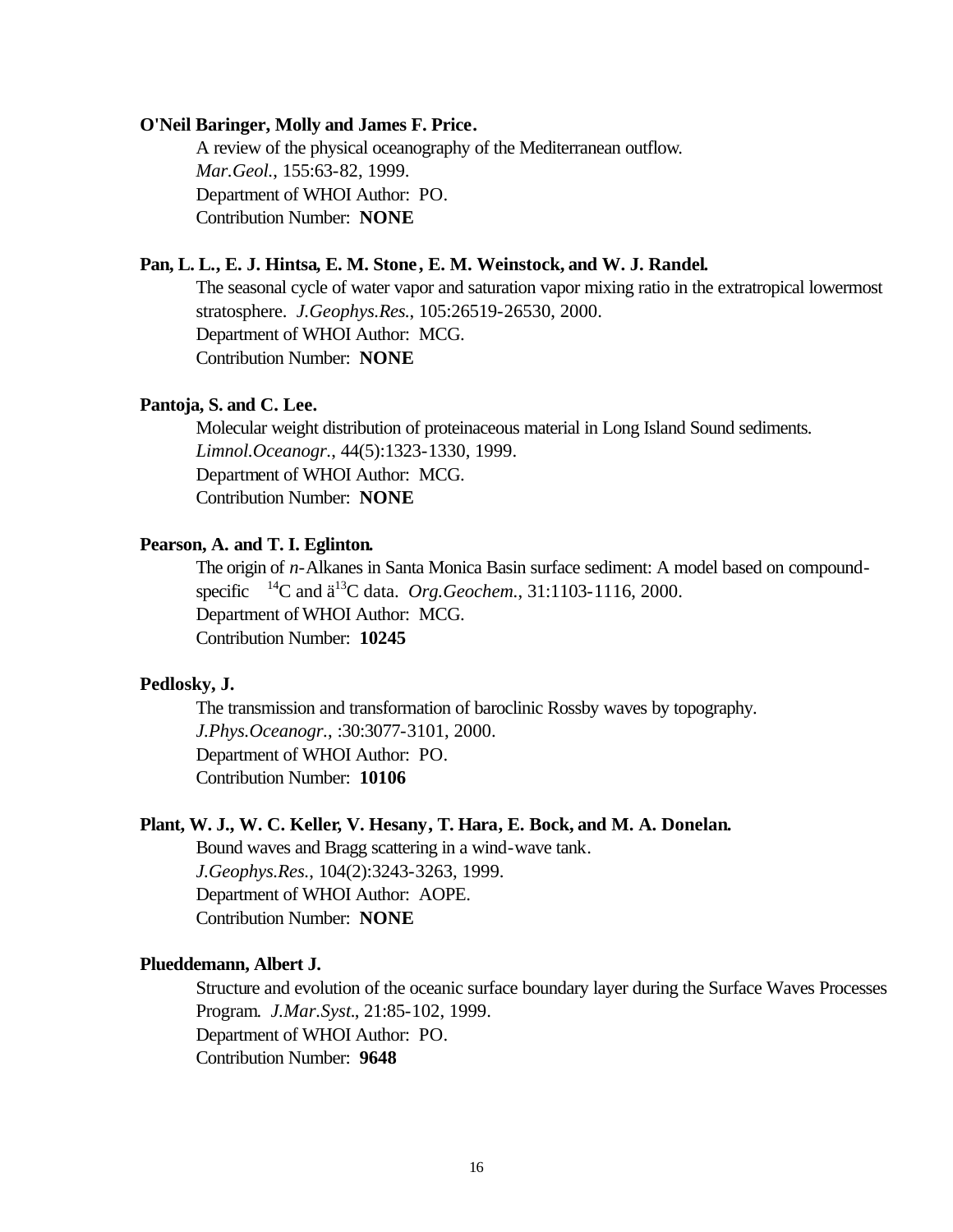**O'Neil Baringer, Molly and James F. Price.**

A review of the physical oceanography of the Mediterranean outflow.
*Mar.Geol.*, 155:63-82, 1999.
Department of WHOI Author: PO.
Contribution Number: **NONE**

**Pan, L. L., E. J. Hintsa, E. M. Stone, E. M. Weinstock, and W. J. Randel.**

The seasonal cycle of water vapor and saturation vapor mixing ratio in the extratropical lowermost stratosphere. *J.Geophys.Res.*, 105:26519-26530, 2000.
Department of WHOI Author: MCG.
Contribution Number: **NONE**

**Pantoja, S. and C. Lee.**

Molecular weight distribution of proteinaceous material in Long Island Sound sediments. *Limnol.Oceanogr.*, 44(5):1323-1330, 1999.
Department of WHOI Author: MCG.
Contribution Number: **NONE**

**Pearson, A. and T. I. Eglinton.**

The origin of *n*-Alkanes in Santa Monica Basin surface sediment: A model based on compound-specific $^{14}C$ and ä$^{13}C$ data. *Org.Geochem.*, 31:1103-1116, 2000.
Department of WHOI Author: MCG.
Contribution Number: **10245**

**Pedlosky, J.**

The transmission and transformation of baroclinic Rossby waves by topography.
*J.Phys.Oceanogr.*, :30:3077-3101, 2000.
Department of WHOI Author: PO.
Contribution Number: **10106**

**Plant, W. J., W. C. Keller, V. Hesany, T. Hara, E. Bock, and M. A. Donelan.**

Bound waves and Bragg scattering in a wind-wave tank.
*J.Geophys.Res.*, 104(2):3243-3263, 1999.
Department of WHOI Author: AOPE.
Contribution Number: **NONE**

**Plueddemann, Albert J.**

Structure and evolution of the oceanic surface boundary layer during the Surface Waves Processes Program. *J.Mar.Syst.*, 21:85-102, 1999.
Department of WHOI Author: PO.
Contribution Number: **9648**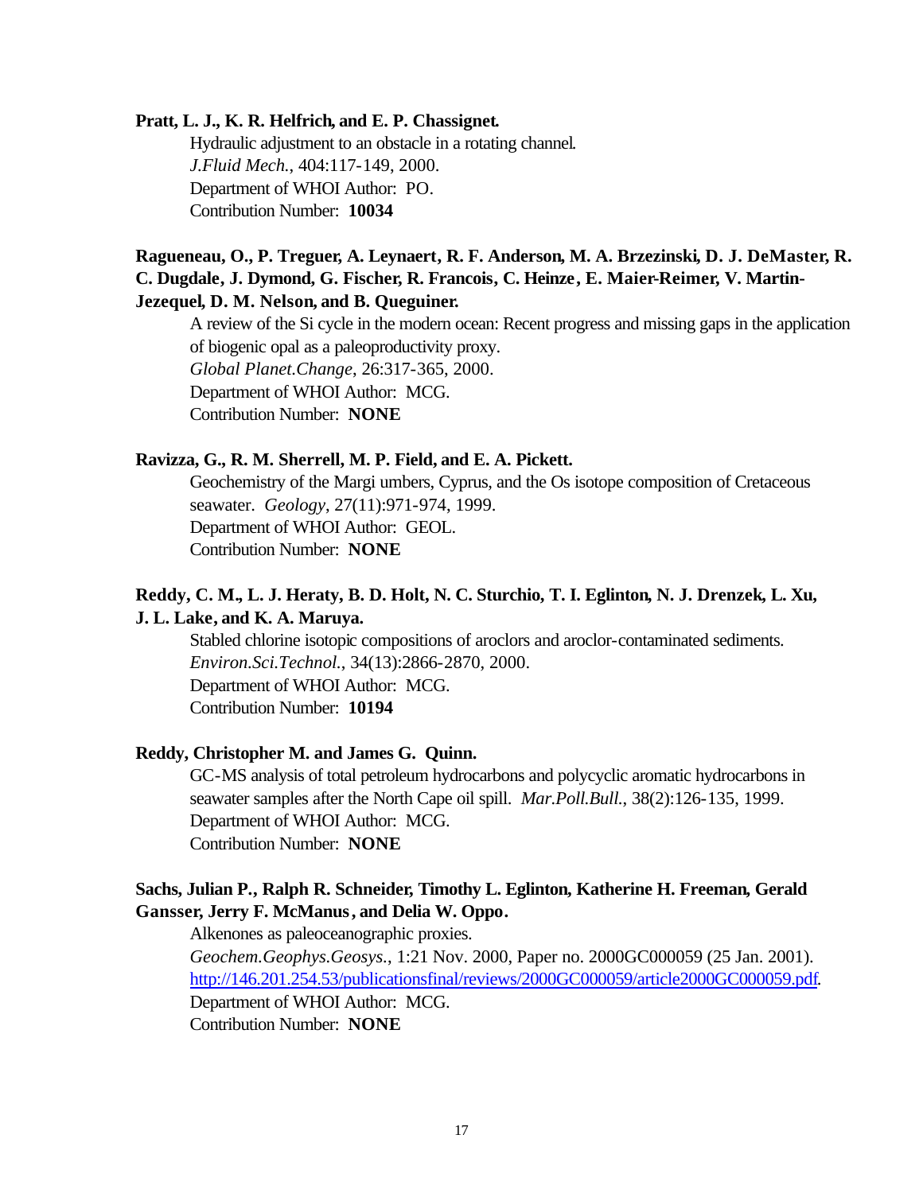**Pratt, L. J., K. R. Helfrich, and E. P. Chassignet.**

Hydraulic adjustment to an obstacle in a rotating channel.
*J.Fluid Mech.*, 404:117-149, 2000.
Department of WHOI Author: PO.
Contribution Number: **10034**

**Ragueneau, O., P. Treguer, A. Leynaert, R. F. Anderson, M. A. Brzezinski, D. J. DeMaster, R. C. Dugdale, J. Dymond, G. Fischer, R. Francois, C. Heinze, E. Maier-Reimer, V. Martin-Jezequel, D. M. Nelson, and B. Queguiner.**

A review of the Si cycle in the modern ocean: Recent progress and missing gaps in the application of biogenic opal as a paleoproductivity proxy.
*Global Planet.Change*, 26:317-365, 2000.
Department of WHOI Author: MCG.
Contribution Number: **NONE**

**Ravizza, G., R. M. Sherrell, M. P. Field, and E. A. Pickett.**

Geochemistry of the Margi umbers, Cyprus, and the Os isotope composition of Cretaceous seawater. *Geology*, 27(11):971-974, 1999.
Department of WHOI Author: GEOL.
Contribution Number: **NONE**

**Reddy, C. M., L. J. Heraty, B. D. Holt, N. C. Sturchio, T. I. Eglinton, N. J. Drenzek, L. Xu, J. L. Lake, and K. A. Maruya.**

Stabled chlorine isotopic compositions of aroclors and aroclor-contaminated sediments.
*Environ.Sci.Technol.*, 34(13):2866-2870, 2000.
Department of WHOI Author: MCG.
Contribution Number: **10194**

**Reddy, Christopher M. and James G. Quinn.**

GC-MS analysis of total petroleum hydrocarbons and polycyclic aromatic hydrocarbons in seawater samples after the North Cape oil spill. *Mar.Poll.Bull.*, 38(2):126-135, 1999.
Department of WHOI Author: MCG.
Contribution Number: **NONE**

**Sachs, Julian P., Ralph R. Schneider, Timothy L. Eglinton, Katherine H. Freeman, Gerald Gansser, Jerry F. McManus, and Delia W. Oppo.**

Alkenones as paleoceanographic proxies.
*Geochem.Geophys.Geosys.*, 1:21 Nov. 2000, Paper no. 2000GC000059 (25 Jan. 2001).
http://146.201.254.53/publicationsfinal/reviews/2000GC000059/article2000GC000059.pdf.
Department of WHOI Author: MCG.
Contribution Number: **NONE**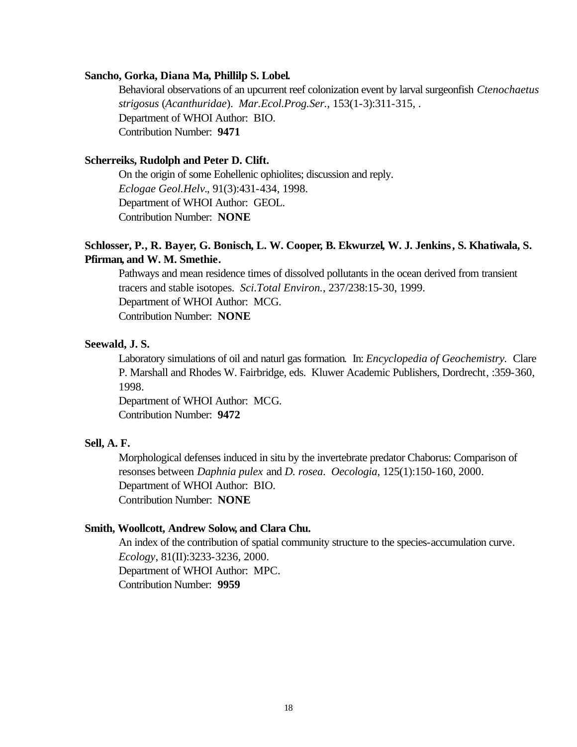**Sancho, Gorka, Diana Ma, Phillilp S. Lobel.**

Behavioral observations of an upcurrent reef colonization event by larval surgeonfish *Ctenochaetus strigosus* (*Acanthuridae*). *Mar.Ecol.Prog.Ser.*, 153(1-3):311-315, .
Department of WHOI Author: BIO.
Contribution Number: **9471**

**Scherreiks, Rudolph and Peter D. Clift.**

On the origin of some Eohellenic ophiolites; discussion and reply.
*Eclogae Geol.Helv.*, 91(3):431-434, 1998.
Department of WHOI Author: GEOL.
Contribution Number: **NONE**

**Schlosser, P., R. Bayer, G. Bonisch, L. W. Cooper, B. Ekwurzel, W. J. Jenkins, S. Khatiwala, S. Pfirman, and W. M. Smethie.**

Pathways and mean residence times of dissolved pollutants in the ocean derived from transient tracers and stable isotopes. *Sci.Total Environ.*, 237/238:15-30, 1999.
Department of WHOI Author: MCG.
Contribution Number: **NONE**

**Seewald, J. S.**

Laboratory simulations of oil and naturl gas formation. In: *Encyclopedia of Geochemistry.* Clare P. Marshall and Rhodes W. Fairbridge, eds. Kluwer Academic Publishers, Dordrecht, :359-360, 1998.
Department of WHOI Author: MCG.
Contribution Number: **9472**

**Sell, A. F.**

Morphological defenses induced in situ by the invertebrate predator Chaborus: Comparison of resonses between *Daphnia pulex* and *D. rosea*. *Oecologia*, 125(1):150-160, 2000.
Department of WHOI Author: BIO.
Contribution Number: **NONE**

**Smith, Woollcott, Andrew Solow, and Clara Chu.**

An index of the contribution of spatial community structure to the species-accumulation curve. *Ecology*, 81(II):3233-3236, 2000.
Department of WHOI Author: MPC.
Contribution Number: **9959**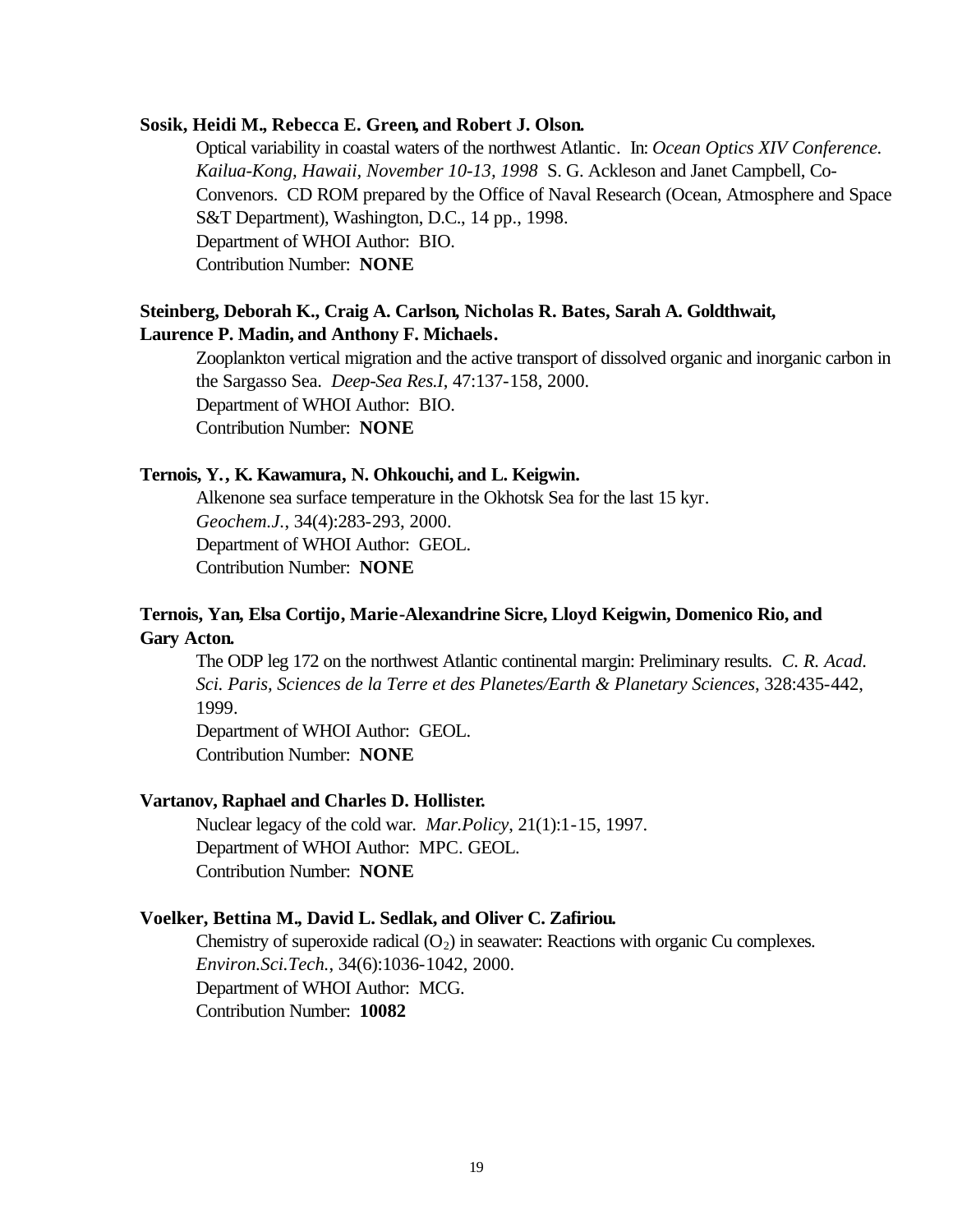**Sosik, Heidi M., Rebecca E. Green, and Robert J. Olson.**

Optical variability in coastal waters of the northwest Atlantic. In: *Ocean Optics XIV Conference. Kailua-Kong, Hawaii, November 10-13, 1998* S. G. Ackleson and Janet Campbell, Co-Convenors. CD ROM prepared by the Office of Naval Research (Ocean, Atmosphere and Space S&T Department), Washington, D.C., 14 pp., 1998.
Department of WHOI Author: BIO.
Contribution Number: **NONE**

**Steinberg, Deborah K., Craig A. Carlson, Nicholas R. Bates, Sarah A. Goldthwait, Laurence P. Madin, and Anthony F. Michaels.**

Zooplankton vertical migration and the active transport of dissolved organic and inorganic carbon in the Sargasso Sea. *Deep-Sea Res.I*, 47:137-158, 2000.
Department of WHOI Author: BIO.
Contribution Number: **NONE**

**Ternois, Y., K. Kawamura, N. Ohkouchi, and L. Keigwin.**

Alkenone sea surface temperature in the Okhotsk Sea for the last 15 kyr. *Geochem.J.*, 34(4):283-293, 2000.
Department of WHOI Author: GEOL.
Contribution Number: **NONE**

**Ternois, Yan, Elsa Cortijo, Marie-Alexandrine Sicre, Lloyd Keigwin, Domenico Rio, and Gary Acton.**

The ODP leg 172 on the northwest Atlantic continental margin: Preliminary results. *C. R. Acad. Sci. Paris, Sciences de la Terre et des Planetes/Earth & Planetary Sciences*, 328:435-442, 1999.
Department of WHOI Author: GEOL.
Contribution Number: **NONE**

**Vartanov, Raphael and Charles D. Hollister.**

Nuclear legacy of the cold war. *Mar.Policy*, 21(1):1-15, 1997.
Department of WHOI Author: MPC. GEOL.
Contribution Number: **NONE**

**Voelker, Bettina M., David L. Sedlak, and Oliver C. Zafiriou.**

Chemistry of superoxide radical ($O_2$) in seawater: Reactions with organic Cu complexes. *Environ.Sci.Tech.*, 34(6):1036-1042, 2000.
Department of WHOI Author: MCG.
Contribution Number: **10082**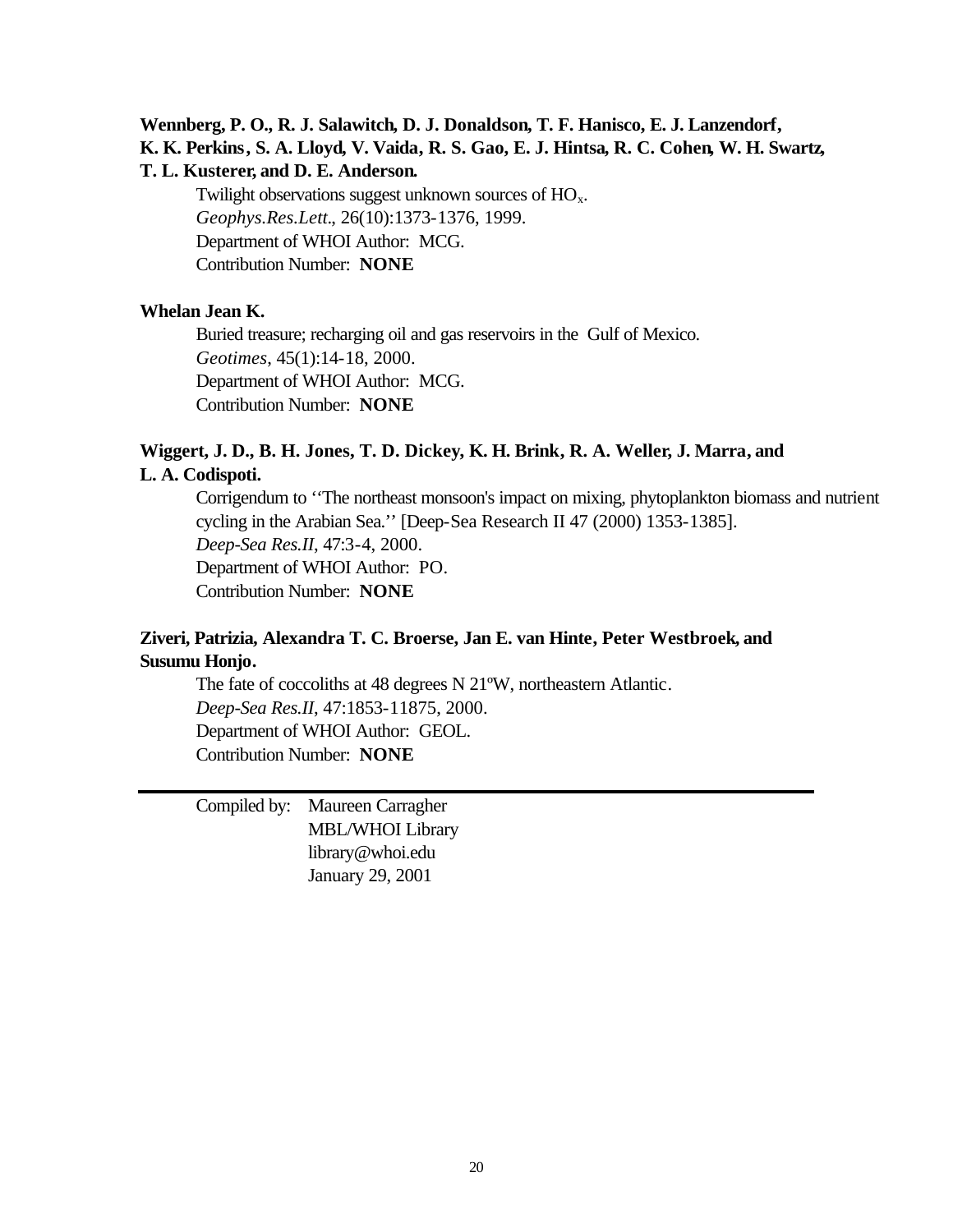**Wennberg, P. O., R. J. Salawitch, D. J. Donaldson, T. F. Hanisco, E. J. Lanzendorf, K. K. Perkins, S. A. Lloyd, V. Vaida, R. S. Gao, E. J. Hintsa, R. C. Cohen, W. H. Swartz, T. L. Kusterer, and D. E. Anderson.**

Twilight observations suggest unknown sources of $HO_x$.
*Geophys.Res.Lett.*, 26(10):1373-1376, 1999.
Department of WHOI Author: MCG.
Contribution Number: **NONE**

**Whelan Jean K.**

Buried treasure; recharging oil and gas reservoirs in the Gulf of Mexico.
*Geotimes*, 45(1):14-18, 2000.
Department of WHOI Author: MCG.
Contribution Number: **NONE**

**Wiggert, J. D., B. H. Jones, T. D. Dickey, K. H. Brink, R. A. Weller, J. Marra, and L. A. Codispoti.**

Corrigendum to ''The northeast monsoon's impact on mixing, phytoplankton biomass and nutrient cycling in the Arabian Sea.'' [Deep-Sea Research II 47 (2000) 1353-1385].
*Deep-Sea Res.II*, 47:3-4, 2000.
Department of WHOI Author: PO.
Contribution Number: **NONE**

**Ziveri, Patrizia, Alexandra T. C. Broerse, Jan E. van Hinte, Peter Westbroek, and Susumu Honjo.**

The fate of coccoliths at 48 degrees N 21ºW, northeastern Atlantic.
*Deep-Sea Res.II*, 47:1853-11875, 2000.
Department of WHOI Author: GEOL.
Contribution Number: **NONE**

---

Compiled by: Maureen Carragher
MBL/WHOI Library
library@whoi.edu
January 29, 2001